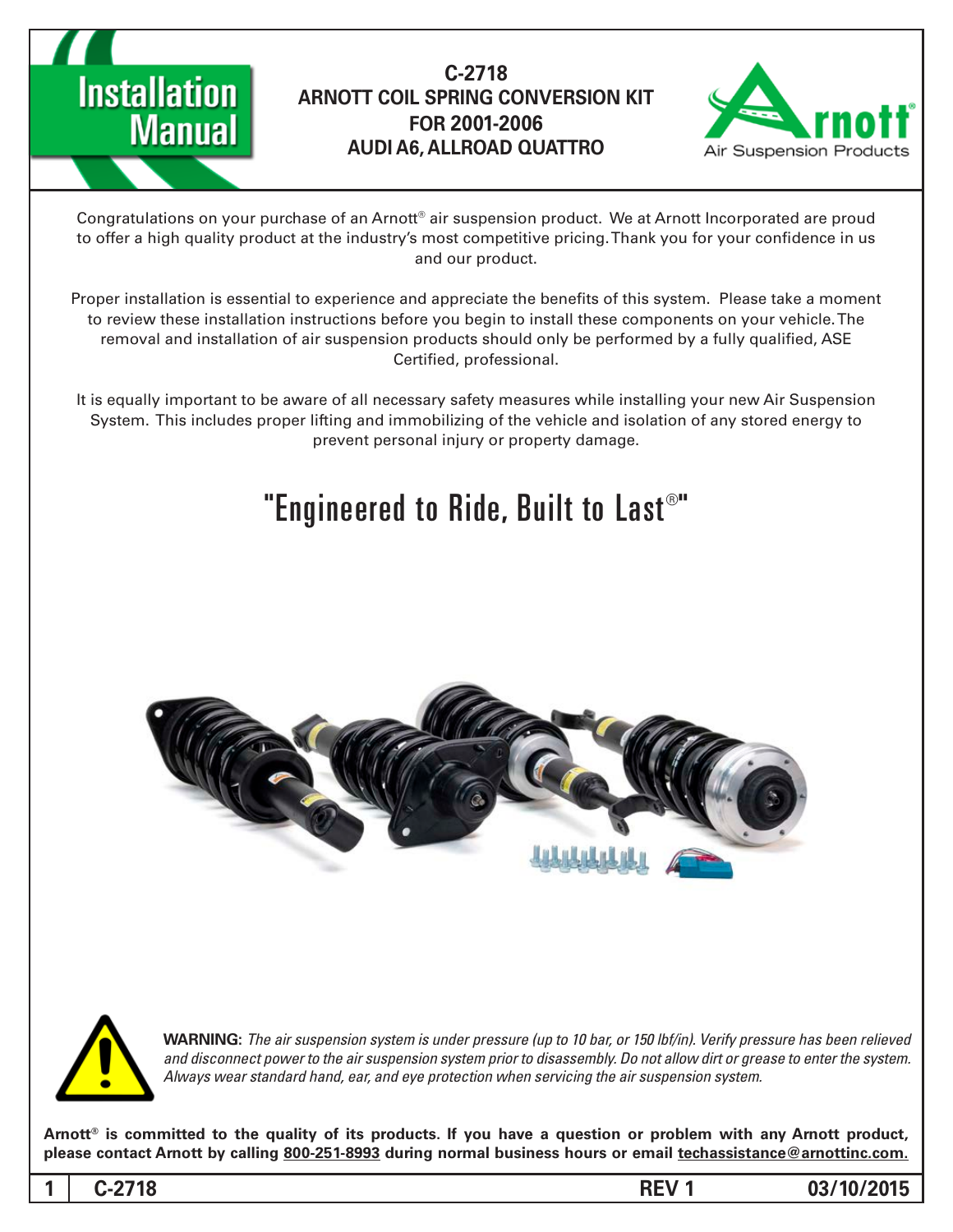# Installation Manual

## C-2718
## ARNOTT COIL SPRING CONVERSION KIT
## FOR 2001-2006
## AUDI A6, ALLROAD QUATTRO

Arnott® Air Suspension Products

Congratulations on your purchase of an Arnott® air suspension product. We at Arnott Incorporated are proud to offer a high quality product at the industry's most competitive pricing. Thank you for your confidence in us and our product.

Proper installation is essential to experience and appreciate the benefits of this system. Please take a moment to review these installation instructions before you begin to install these components on your vehicle. The removal and installation of air suspension products should only be performed by a fully qualified, ASE Certified, professional.

It is equally important to be aware of all necessary safety measures while installing your new Air Suspension System. This includes proper lifting and immobilizing of the vehicle and isolation of any stored energy to prevent personal injury or property damage.

## "Engineered to Ride, Built to Last®"

**WARNING:** *The air suspension system is under pressure (up to 10 bar, or 150 lbf/in). Verify pressure has been relieved and disconnect power to the air suspension system prior to disassembly. Do not allow dirt or grease to enter the system. Always wear standard hand, ear, and eye protection when servicing the air suspension system.*

**Arnott® is committed to the quality of its products. If you have a question or problem with any Arnott product, please contact Arnott by calling 800-251-8993 during normal business hours or email techassistance@arnottinc.com.**

C-2718 REV 1 03/10/2015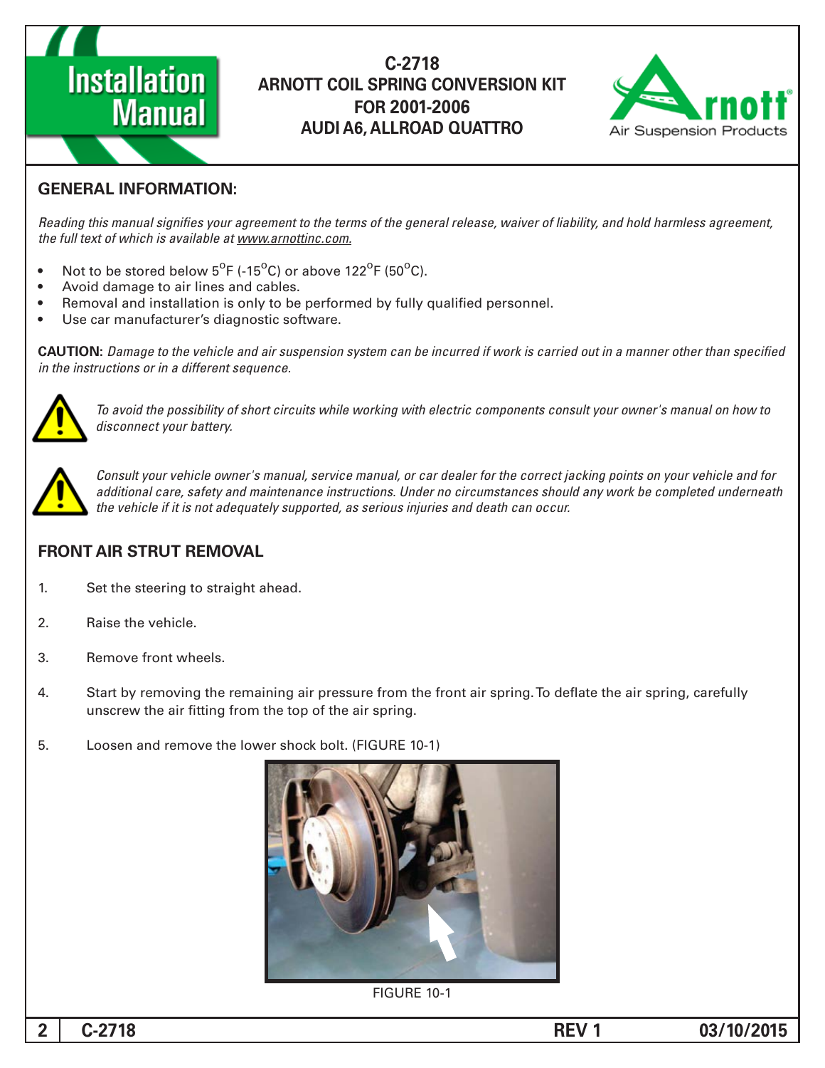# C-2718
## ARNOTT COIL SPRING CONVERSION KIT
## FOR 2001-2006
## AUDI A6, ALLROAD QUATTRO

## GENERAL INFORMATION:

*Reading this manual signifies your agreement to the terms of the general release, waiver of liability, and hold harmless agreement, the full text of which is available at www.arnottinc.com.*

- Not to be stored below 5°F (-15°C) or above 122°F (50°C).
- Avoid damage to air lines and cables.
- Removal and installation is only to be performed by fully qualified personnel.
- Use car manufacturer's diagnostic software.

**CAUTION:** *Damage to the vehicle and air suspension system can be incurred if work is carried out in a manner other than specified in the instructions or in a different sequence.*

*To avoid the possibility of short circuits while working with electric components consult your owner's manual on how to disconnect your battery.*

*Consult your vehicle owner's manual, service manual, or car dealer for the correct jacking points on your vehicle and for additional care, safety and maintenance instructions. Under no circumstances should any work be completed underneath the vehicle if it is not adequately supported, as serious injuries and death can occur.*

## FRONT AIR STRUT REMOVAL

1. Set the steering to straight ahead.
2. Raise the vehicle.
3. Remove front wheels.
4. Start by removing the remaining air pressure from the front air spring. To deflate the air spring, carefully unscrew the air fitting from the top of the air spring.
5. Loosen and remove the lower shock bolt. (FIGURE 10-1)

FIGURE 10-1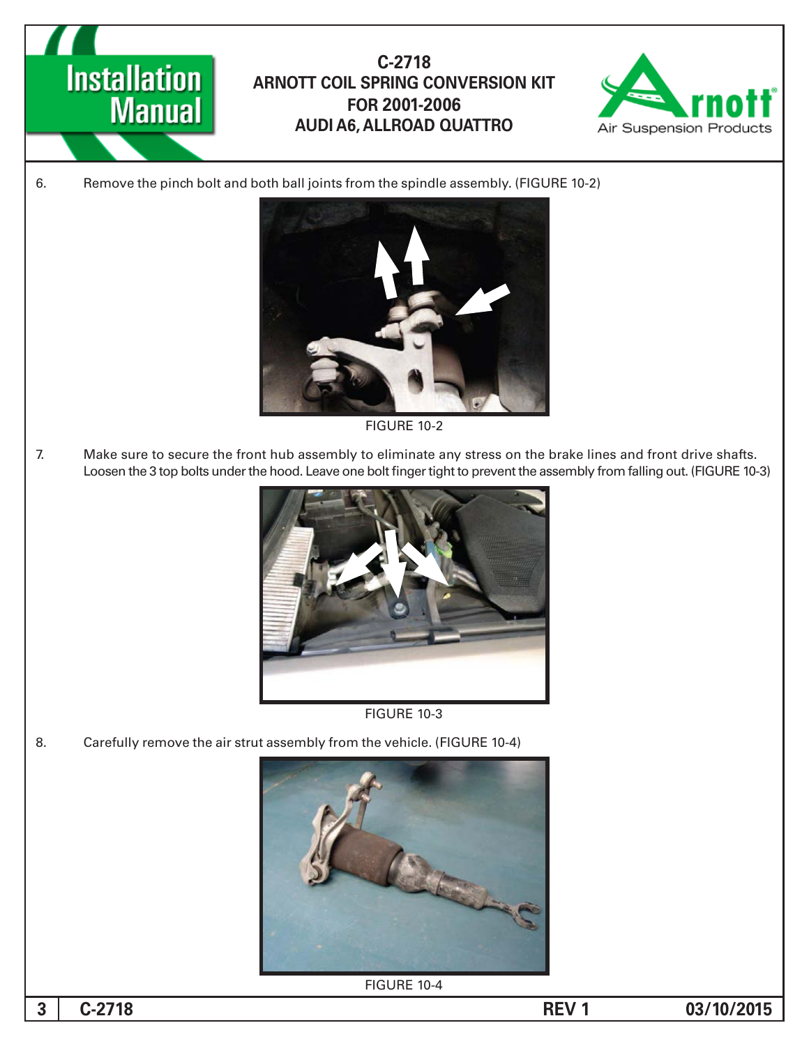6. Remove the pinch bolt and both ball joints from the spindle assembly. (FIGURE 10-2)

FIGURE 10-2

7. Make sure to secure the front hub assembly to eliminate any stress on the brake lines and front drive shafts. Loosen the 3 top bolts under the hood. Leave one bolt finger tight to prevent the assembly from falling out. (FIGURE 10-3)

FIGURE 10-3

8. Carefully remove the air strut assembly from the vehicle. (FIGURE 10-4)

FIGURE 10-4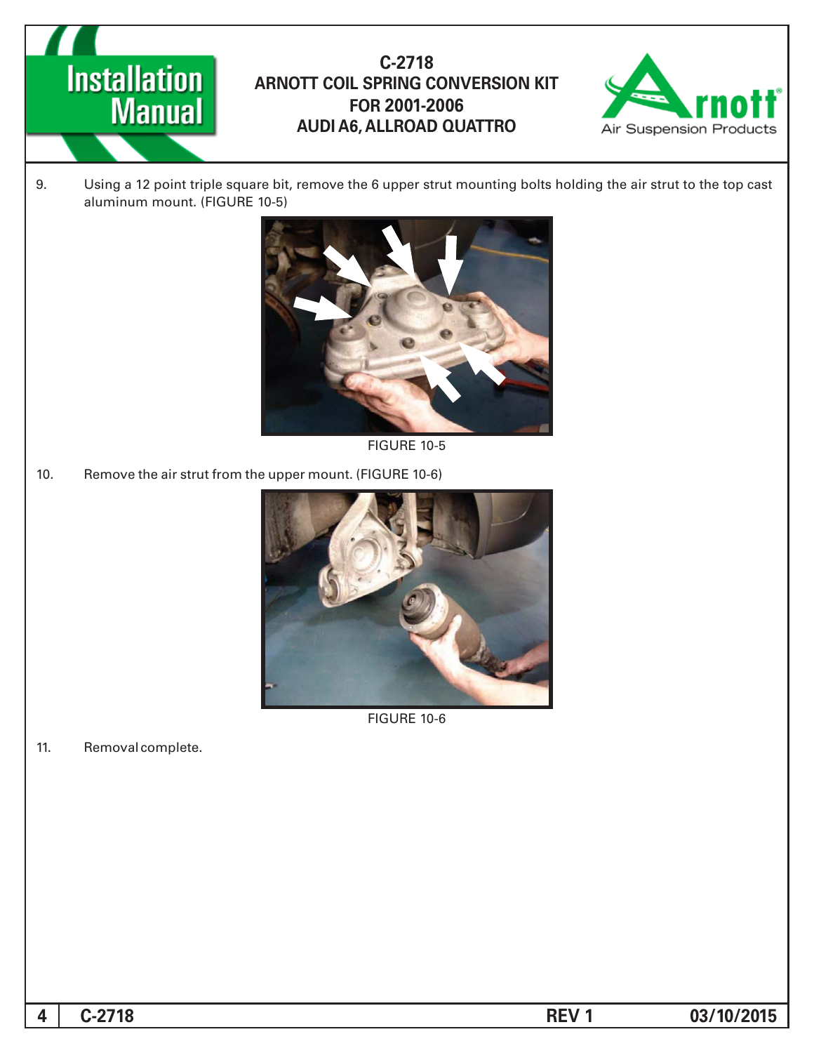9. Using a 12 point triple square bit, remove the 6 upper strut mounting bolts holding the air strut to the top cast aluminum mount. (FIGURE 10-5)

FIGURE 10-5

10. Remove the air strut from the upper mount. (FIGURE 10-6)

FIGURE 10-6

11. Removal complete.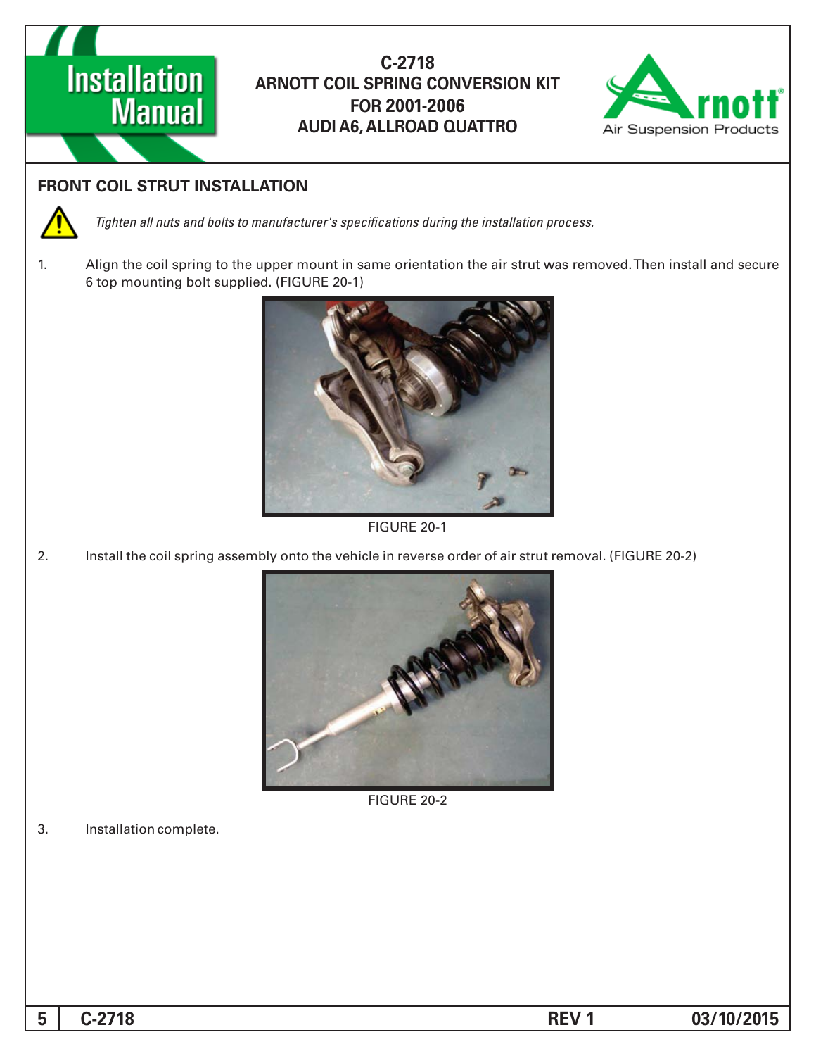## FRONT COIL STRUT INSTALLATION

*Tighten all nuts and bolts to manufacturer's specifications during the installation process.*

1. Align the coil spring to the upper mount in same orientation the air strut was removed. Then install and secure 6 top mounting bolt supplied. (FIGURE 20-1)

FIGURE 20-1

2. Install the coil spring assembly onto the vehicle in reverse order of air strut removal. (FIGURE 20-2)

FIGURE 20-2

3. Installation complete.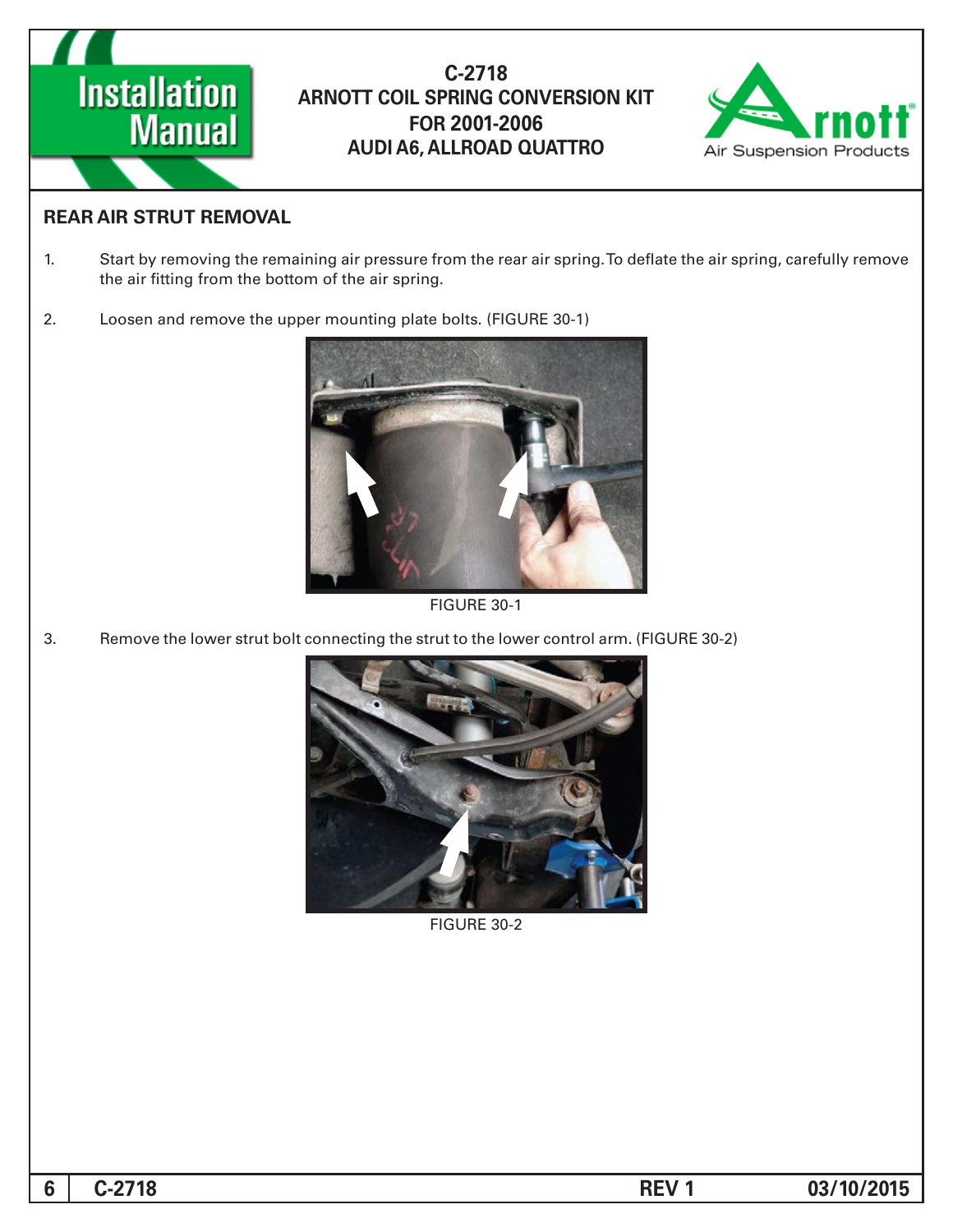## REAR AIR STRUT REMOVAL

1. Start by removing the remaining air pressure from the rear air spring. To deflate the air spring, carefully remove the air fitting from the bottom of the air spring.

2. Loosen and remove the upper mounting plate bolts. (FIGURE 30-1)

FIGURE 30-1

3. Remove the lower strut bolt connecting the strut to the lower control arm. (FIGURE 30-2)

FIGURE 30-2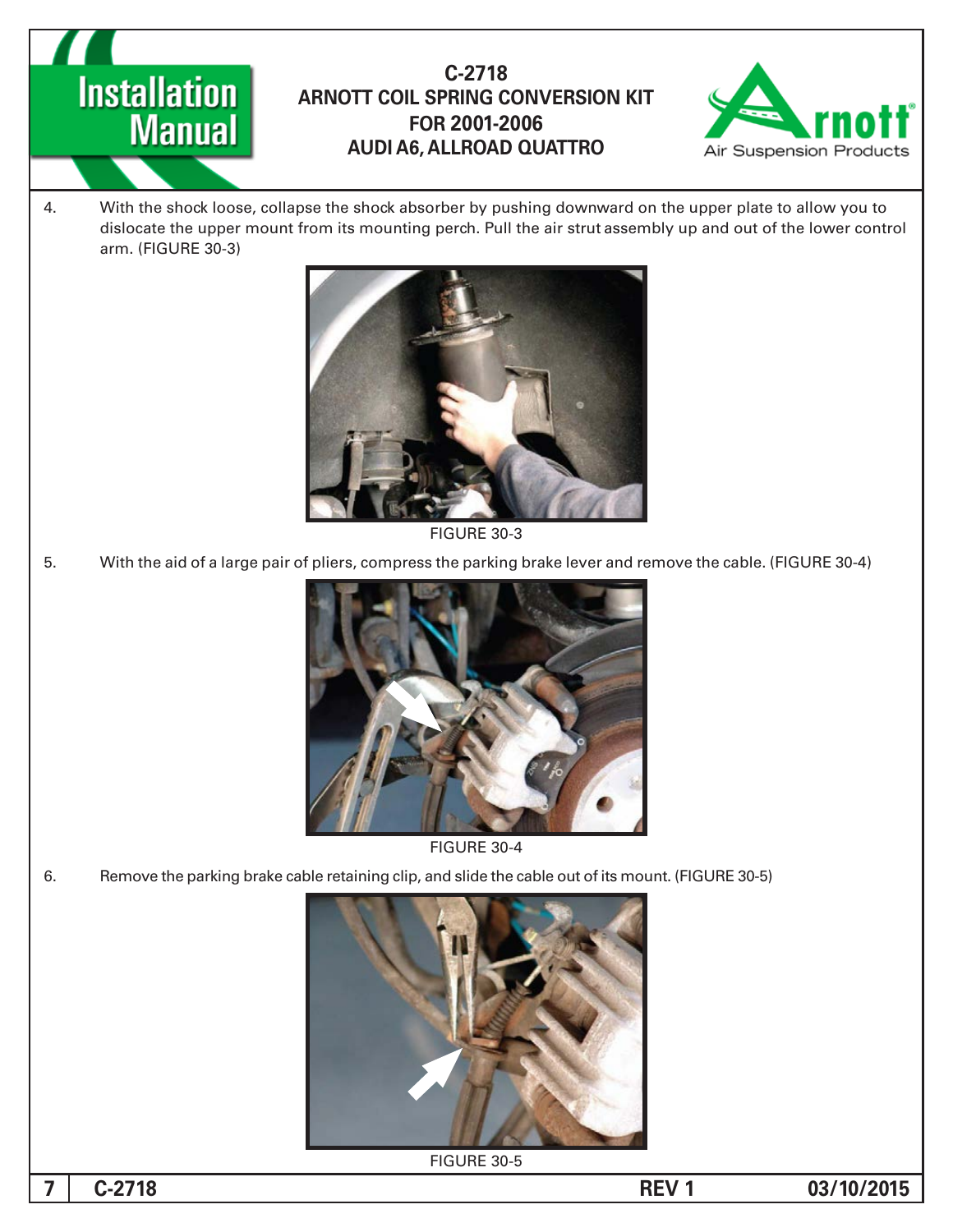4. With the shock loose, collapse the shock absorber by pushing downward on the upper plate to allow you to dislocate the upper mount from its mounting perch. Pull the air strut assembly up and out of the lower control arm. (FIGURE 30-3)

FIGURE 30-3

5. With the aid of a large pair of pliers, compress the parking brake lever and remove the cable. (FIGURE 30-4)

FIGURE 30-4

6. Remove the parking brake cable retaining clip, and slide the cable out of its mount. (FIGURE 30-5)

FIGURE 30-5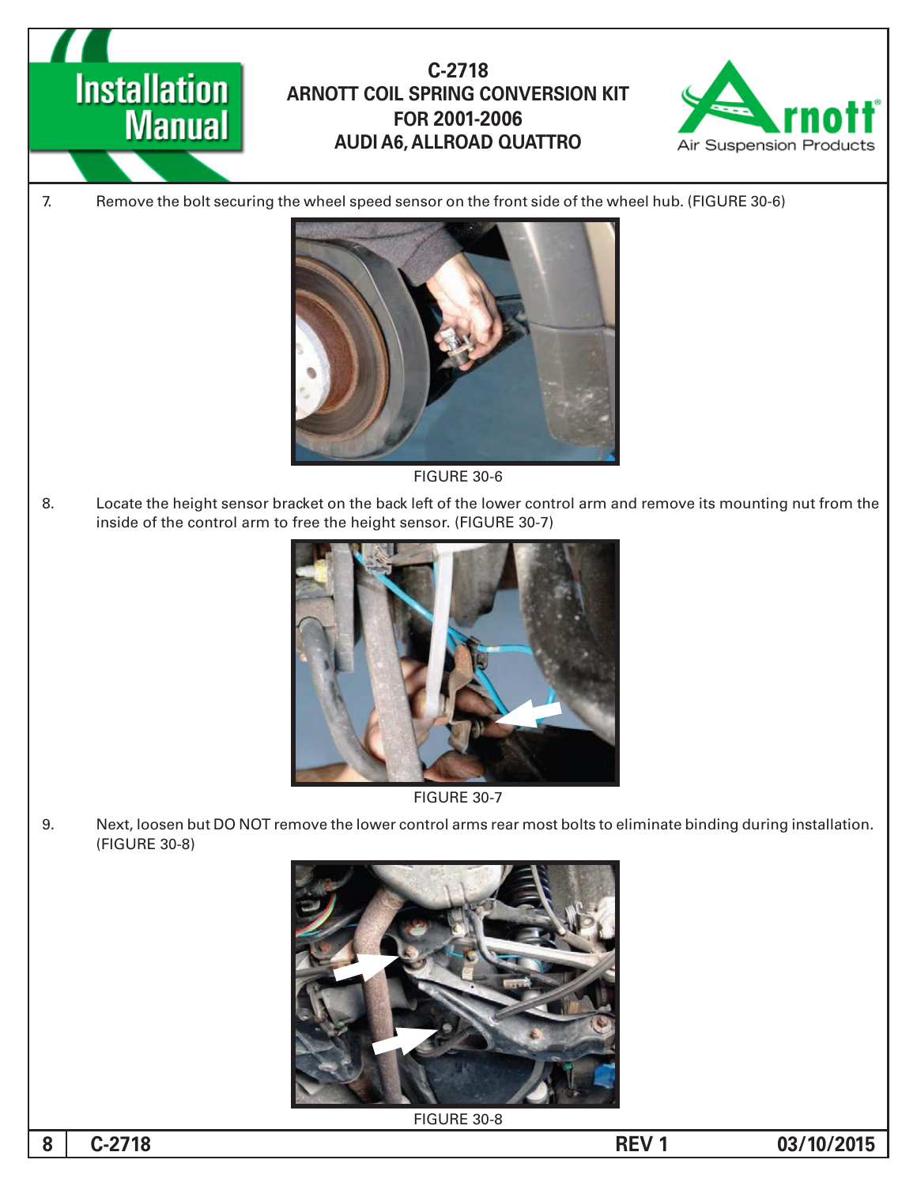7. Remove the bolt securing the wheel speed sensor on the front side of the wheel hub. (FIGURE 30-6)

FIGURE 30-6

8. Locate the height sensor bracket on the back left of the lower control arm and remove its mounting nut from the inside of the control arm to free the height sensor. (FIGURE 30-7)

FIGURE 30-7

9. Next, loosen but DO NOT remove the lower control arms rear most bolts to eliminate binding during installation. (FIGURE 30-8)

FIGURE 30-8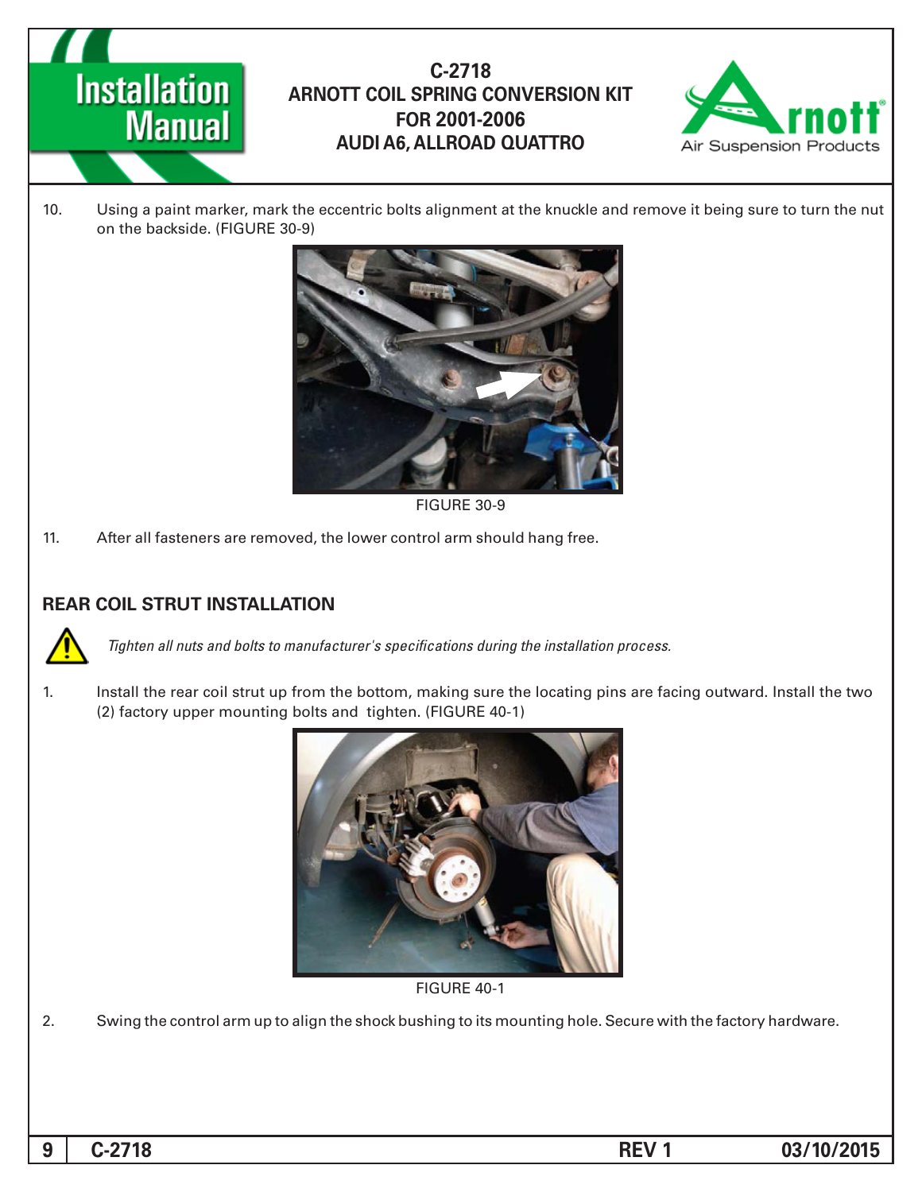10. Using a paint marker, mark the eccentric bolts alignment at the knuckle and remove it being sure to turn the nut on the backside. (FIGURE 30-9)

FIGURE 30-9

11. After all fasteners are removed, the lower control arm should hang free.

## REAR COIL STRUT INSTALLATION

*Tighten all nuts and bolts to manufacturer's specifications during the installation process.*

1. Install the rear coil strut up from the bottom, making sure the locating pins are facing outward. Install the two (2) factory upper mounting bolts and tighten. (FIGURE 40-1)

FIGURE 40-1

2. Swing the control arm up to align the shock bushing to its mounting hole. Secure with the factory hardware.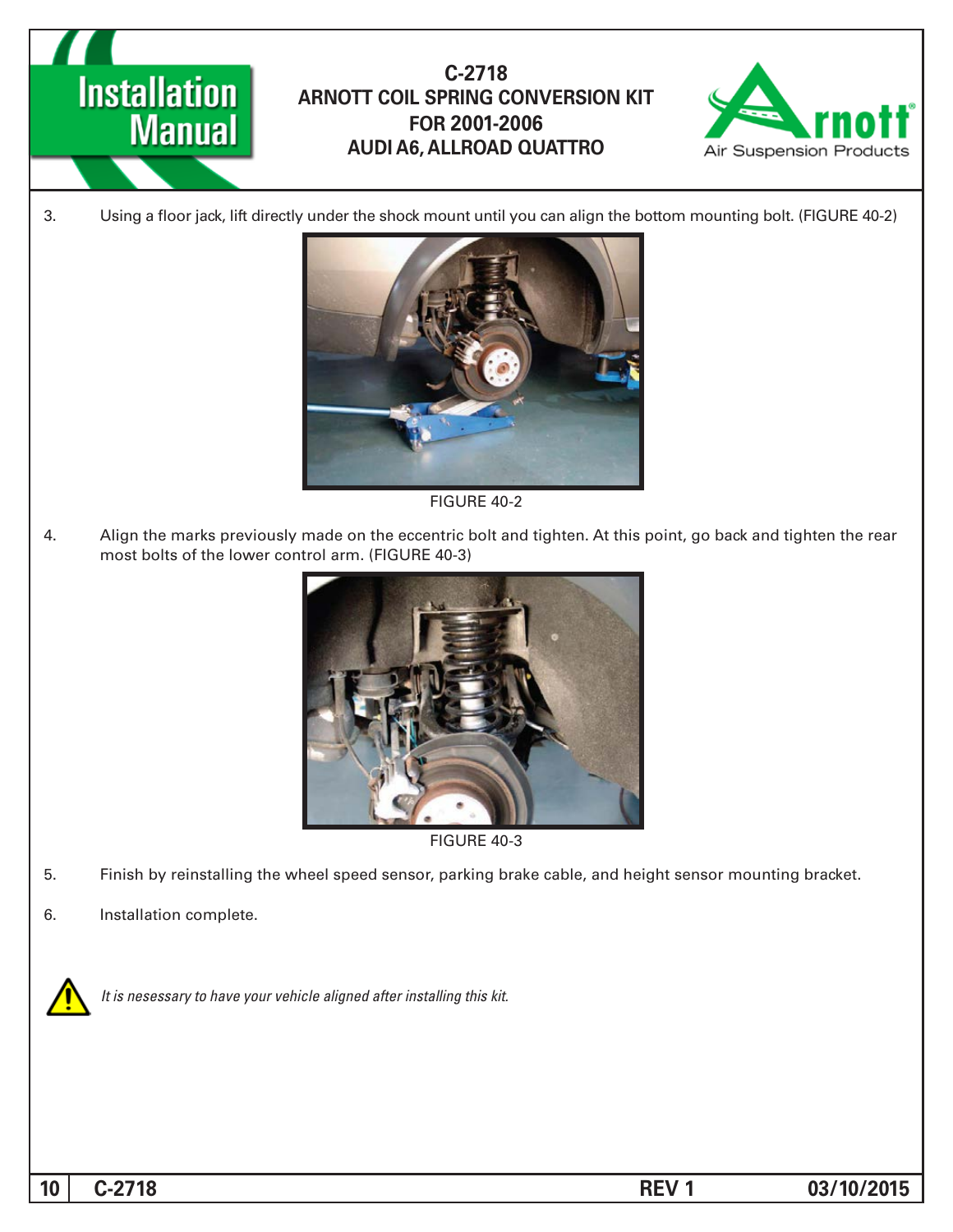3. Using a floor jack, lift directly under the shock mount until you can align the bottom mounting bolt. (FIGURE 40-2)

FIGURE 40-2

4. Align the marks previously made on the eccentric bolt and tighten. At this point, go back and tighten the rear most bolts of the lower control arm. (FIGURE 40-3)

FIGURE 40-3

5. Finish by reinstalling the wheel speed sensor, parking brake cable, and height sensor mounting bracket.

6. Installation complete.

*It is nesessary to have your vehicle aligned after installing this kit.*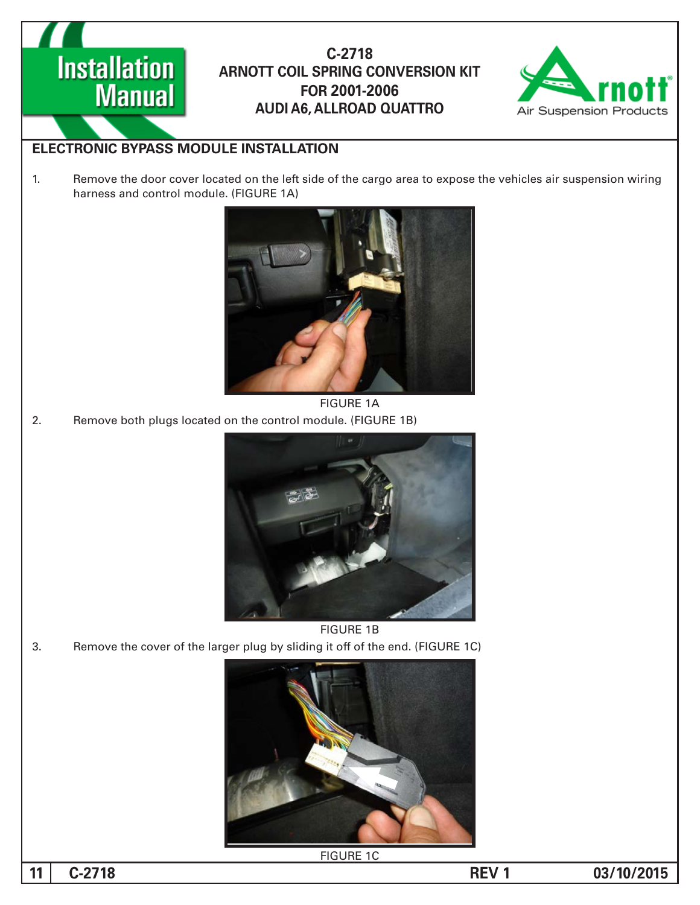## ELECTRONIC BYPASS MODULE INSTALLATION

1. Remove the door cover located on the left side of the cargo area to expose the vehicles air suspension wiring harness and control module. (FIGURE 1A)

FIGURE 1A

2. Remove both plugs located on the control module. (FIGURE 1B)

FIGURE 1B

3. Remove the cover of the larger plug by sliding it off of the end. (FIGURE 1C)

FIGURE 1C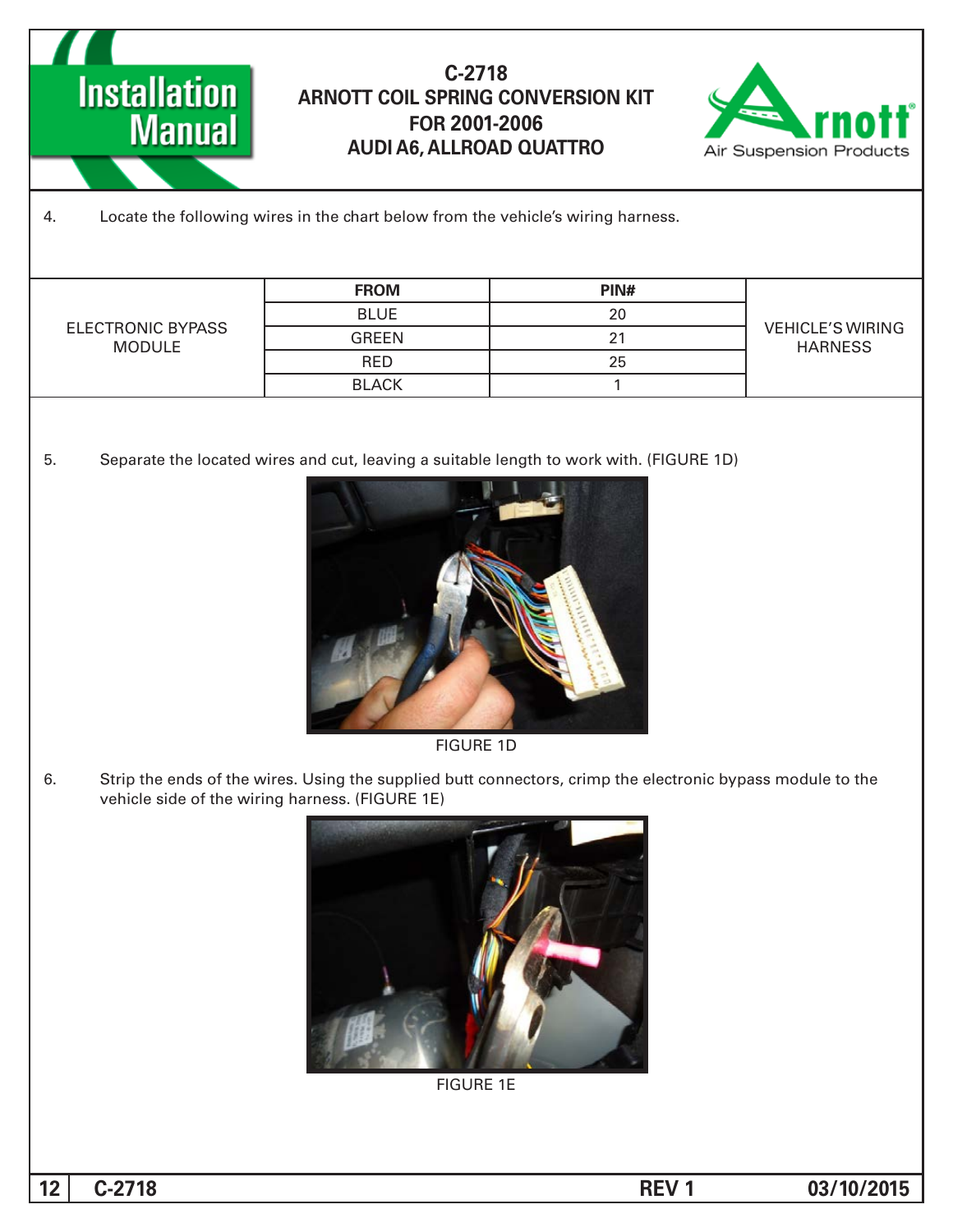4. Locate the following wires in the chart below from the vehicle's wiring harness.

| | FROM | PIN# | |
|---|---|---|---|
| ELECTRONIC BYPASS MODULE | BLUE | 20 | VEHICLE'S WIRING HARNESS |
| | GREEN | 21 | |
| | RED | 25 | |
| | BLACK | 1 | |

5. Separate the located wires and cut, leaving a suitable length to work with. (FIGURE 1D)

FIGURE 1D

6. Strip the ends of the wires. Using the supplied butt connectors, crimp the electronic bypass module to the vehicle side of the wiring harness. (FIGURE 1E)

FIGURE 1E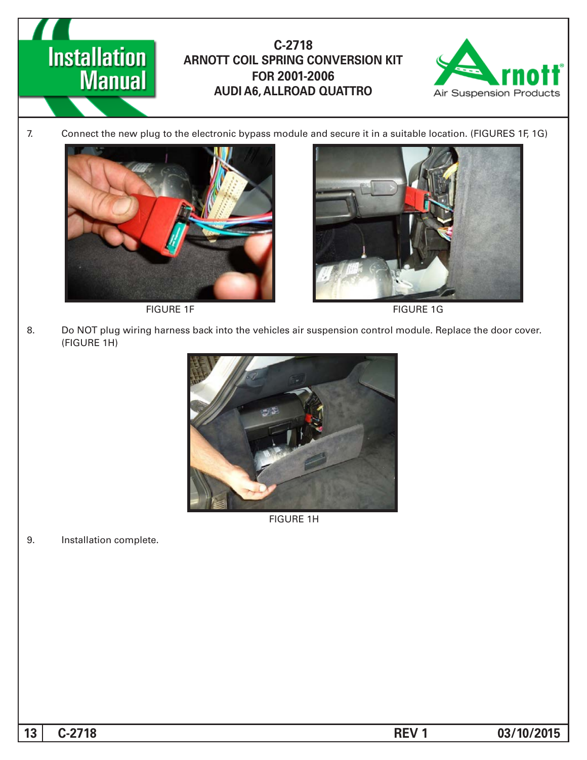7. Connect the new plug to the electronic bypass module and secure it in a suitable location. (FIGURES 1F, 1G)

FIGURE 1F

FIGURE 1G

8. Do NOT plug wiring harness back into the vehicles air suspension control module. Replace the door cover. (FIGURE 1H)

FIGURE 1H

9. Installation complete.